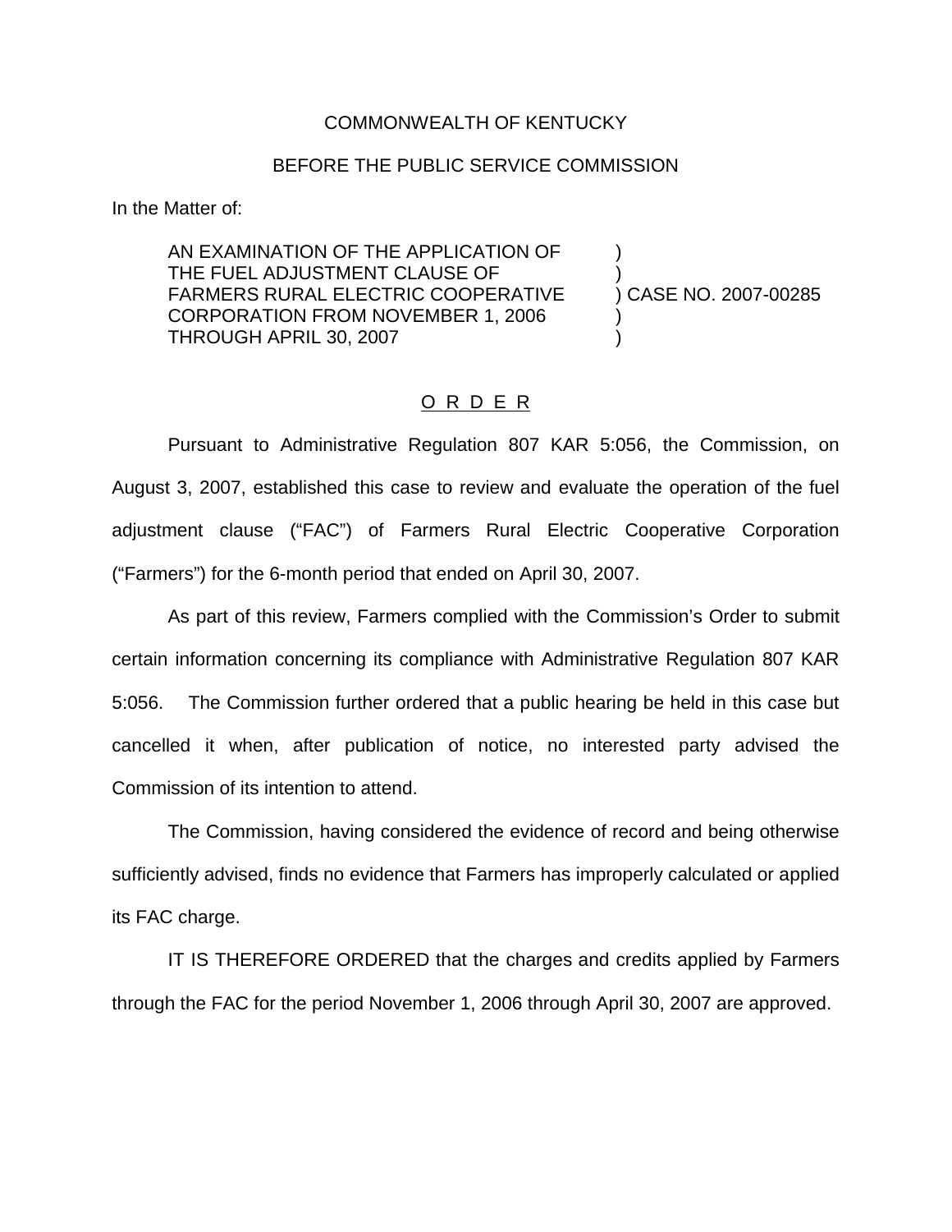COMMONWEALTH OF KENTUCKY

BEFORE THE PUBLIC SERVICE COMMISSION

In the Matter of:

| | | |
|---|---|---|
| AN EXAMINATION OF THE APPLICATION OF THE FUEL ADJUSTMENT CLAUSE OF FARMERS RURAL ELECTRIC COOPERATIVE CORPORATION FROM NOVEMBER 1, 2006 THROUGH APRIL 30, 2007 | ) | CASE NO. 2007-00285 |

O R D E R

Pursuant to Administrative Regulation 807 KAR 5:056, the Commission, on August 3, 2007, established this case to review and evaluate the operation of the fuel adjustment clause ("FAC") of Farmers Rural Electric Cooperative Corporation ("Farmers") for the 6-month period that ended on April 30, 2007.

As part of this review, Farmers complied with the Commission's Order to submit certain information concerning its compliance with Administrative Regulation 807 KAR 5:056. The Commission further ordered that a public hearing be held in this case but cancelled it when, after publication of notice, no interested party advised the Commission of its intention to attend.

The Commission, having considered the evidence of record and being otherwise sufficiently advised, finds no evidence that Farmers has improperly calculated or applied its FAC charge.

IT IS THEREFORE ORDERED that the charges and credits applied by Farmers through the FAC for the period November 1, 2006 through April 30, 2007 are approved.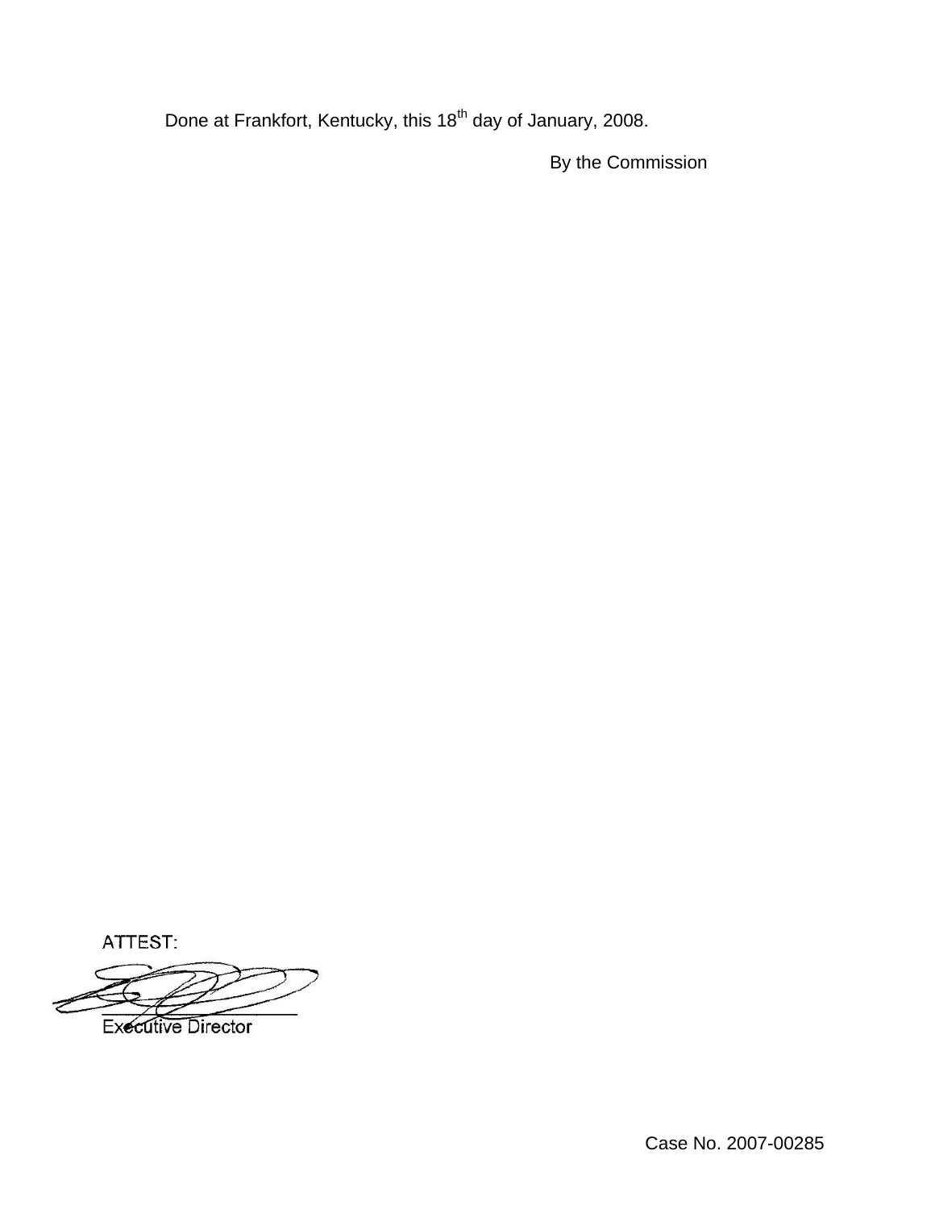Done at Frankfort, Kentucky, this 18th day of January, 2008.

By the Commission

ATTEST:

Executive Director

Case No. 2007-00285